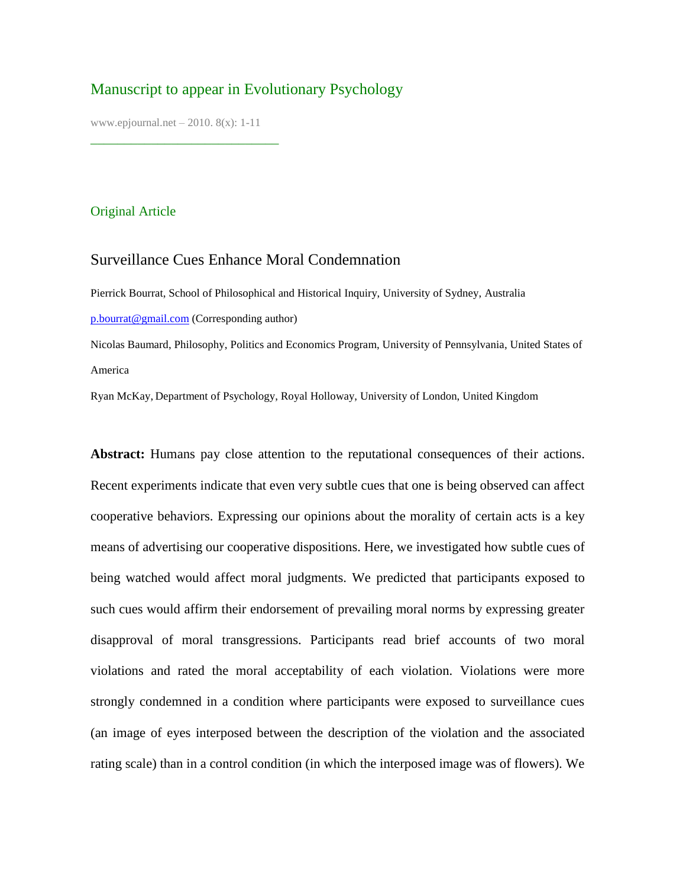Manuscript to appear in Evolutionary Psychology

www.epjournal.net – 2010. 8(x): 1-11

Original Article

# Surveillance Cues Enhance Moral Condemnation

Pierrick Bourrat, School of Philosophical and Historical Inquiry, University of Sydney, Australia

p.bourrat@gmail.com (Corresponding author)

Nicolas Baumard, Philosophy, Politics and Economics Program, University of Pennsylvania, United States of America

Ryan McKay, Department of Psychology, Royal Holloway, University of London, United Kingdom

**Abstract:** Humans pay close attention to the reputational consequences of their actions. Recent experiments indicate that even very subtle cues that one is being observed can affect cooperative behaviors. Expressing our opinions about the morality of certain acts is a key means of advertising our cooperative dispositions. Here, we investigated how subtle cues of being watched would affect moral judgments. We predicted that participants exposed to such cues would affirm their endorsement of prevailing moral norms by expressing greater disapproval of moral transgressions. Participants read brief accounts of two moral violations and rated the moral acceptability of each violation. Violations were more strongly condemned in a condition where participants were exposed to surveillance cues (an image of eyes interposed between the description of the violation and the associated rating scale) than in a control condition (in which the interposed image was of flowers). We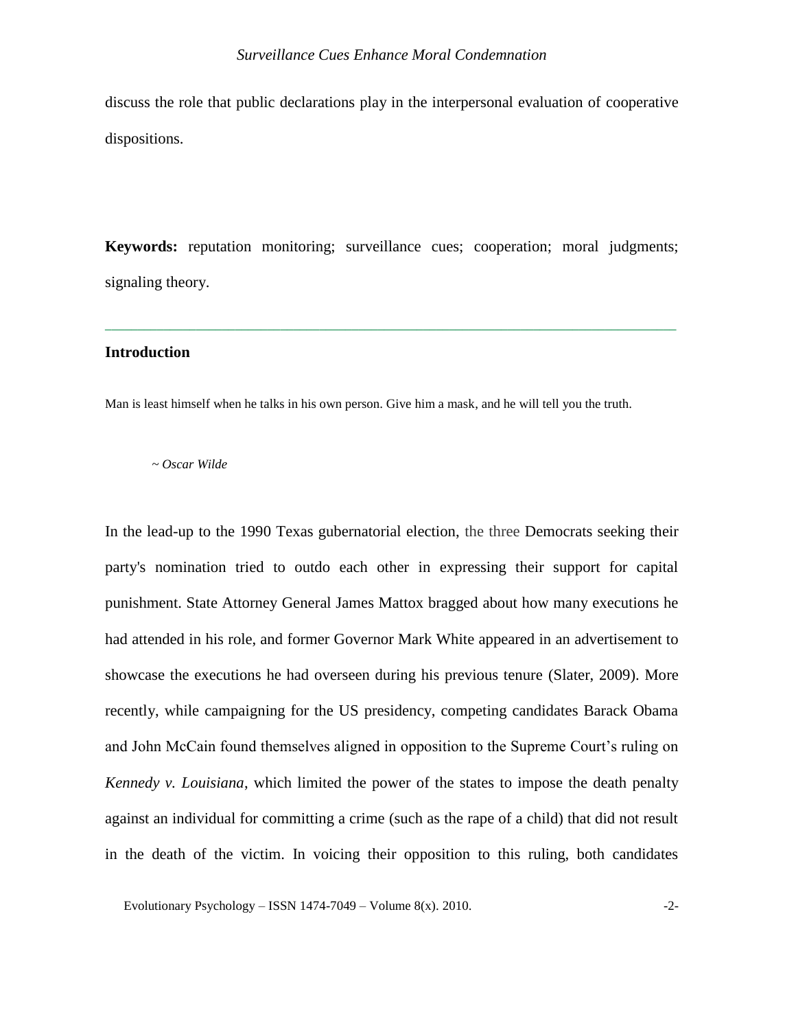discuss the role that public declarations play in the interpersonal evaluation of cooperative dispositions.

**Keywords:** reputation monitoring; surveillance cues; cooperation; moral judgments; signaling theory.

---

## Introduction

Man is least himself when he talks in his own person. Give him a mask, and he will tell you the truth.

~ *Oscar Wilde*

In the lead-up to the 1990 Texas gubernatorial election, the three Democrats seeking their party's nomination tried to outdo each other in expressing their support for capital punishment. State Attorney General James Mattox bragged about how many executions he had attended in his role, and former Governor Mark White appeared in an advertisement to showcase the executions he had overseen during his previous tenure (Slater, 2009). More recently, while campaigning for the US presidency, competing candidates Barack Obama and John McCain found themselves aligned in opposition to the Supreme Court's ruling on *Kennedy v. Louisiana*, which limited the power of the states to impose the death penalty against an individual for committing a crime (such as the rape of a child) that did not result in the death of the victim. In voicing their opposition to this ruling, both candidates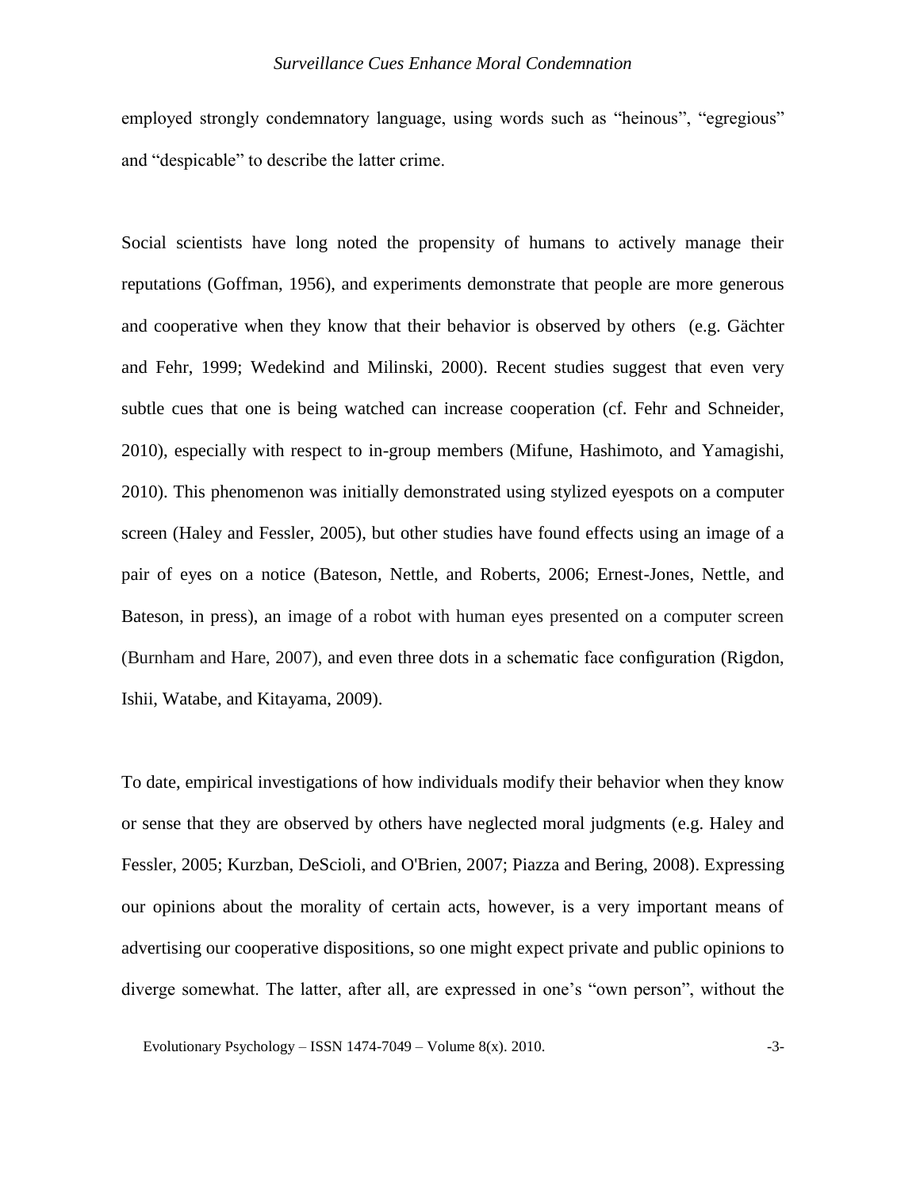employed strongly condemnatory language, using words such as “heinous”, “egregious” and “despicable” to describe the latter crime.

Social scientists have long noted the propensity of humans to actively manage their reputations (Goffman, 1956), and experiments demonstrate that people are more generous and cooperative when they know that their behavior is observed by others (e.g. Gächter and Fehr, 1999; Wedekind and Milinski, 2000). Recent studies suggest that even very subtle cues that one is being watched can increase cooperation (cf. Fehr and Schneider, 2010), especially with respect to in-group members (Mifune, Hashimoto, and Yamagishi, 2010). This phenomenon was initially demonstrated using stylized eyespots on a computer screen (Haley and Fessler, 2005), but other studies have found effects using an image of a pair of eyes on a notice (Bateson, Nettle, and Roberts, 2006; Ernest-Jones, Nettle, and Bateson, in press), an image of a robot with human eyes presented on a computer screen (Burnham and Hare, 2007), and even three dots in a schematic face configuration (Rigdon, Ishii, Watabe, and Kitayama, 2009).

To date, empirical investigations of how individuals modify their behavior when they know or sense that they are observed by others have neglected moral judgments (e.g. Haley and Fessler, 2005; Kurzban, DeScioli, and O'Brien, 2007; Piazza and Bering, 2008). Expressing our opinions about the morality of certain acts, however, is a very important means of advertising our cooperative dispositions, so one might expect private and public opinions to diverge somewhat. The latter, after all, are expressed in one’s “own person”, without the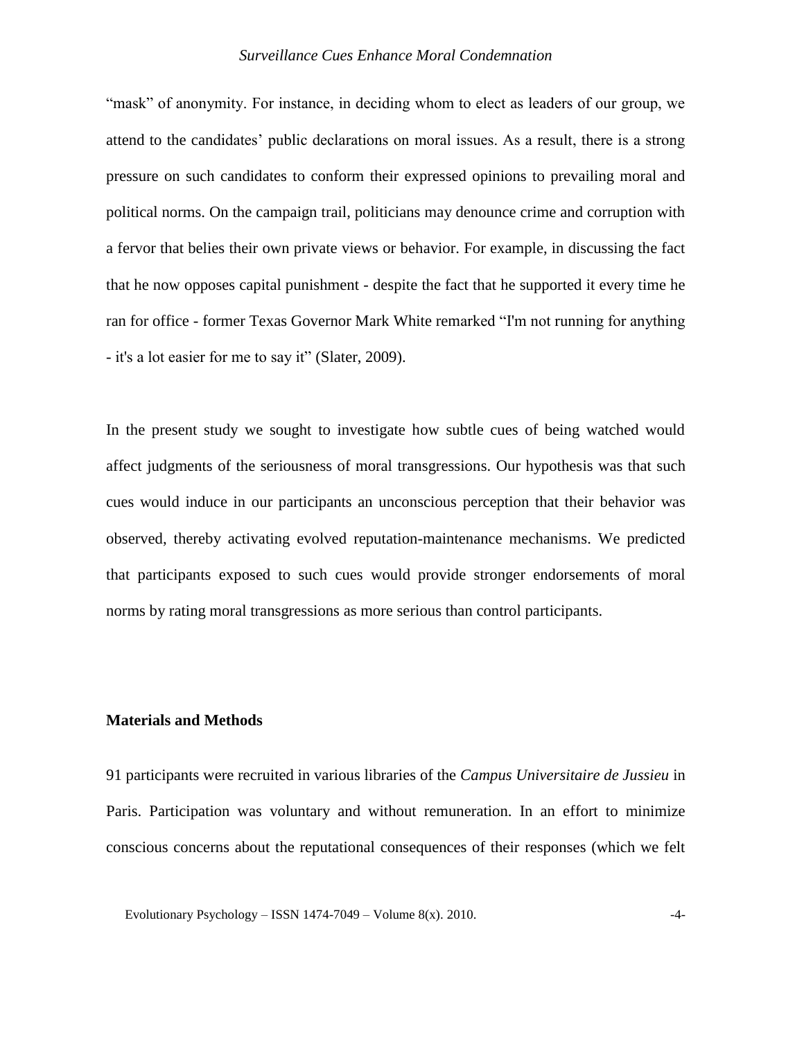"mask" of anonymity. For instance, in deciding whom to elect as leaders of our group, we attend to the candidates' public declarations on moral issues. As a result, there is a strong pressure on such candidates to conform their expressed opinions to prevailing moral and political norms. On the campaign trail, politicians may denounce crime and corruption with a fervor that belies their own private views or behavior. For example, in discussing the fact that he now opposes capital punishment - despite the fact that he supported it every time he ran for office - former Texas Governor Mark White remarked "I'm not running for anything - it's a lot easier for me to say it" (Slater, 2009).

In the present study we sought to investigate how subtle cues of being watched would affect judgments of the seriousness of moral transgressions. Our hypothesis was that such cues would induce in our participants an unconscious perception that their behavior was observed, thereby activating evolved reputation-maintenance mechanisms. We predicted that participants exposed to such cues would provide stronger endorsements of moral norms by rating moral transgressions as more serious than control participants.

## Materials and Methods

91 participants were recruited in various libraries of the *Campus Universitaire de Jussieu* in Paris. Participation was voluntary and without remuneration. In an effort to minimize conscious concerns about the reputational consequences of their responses (which we felt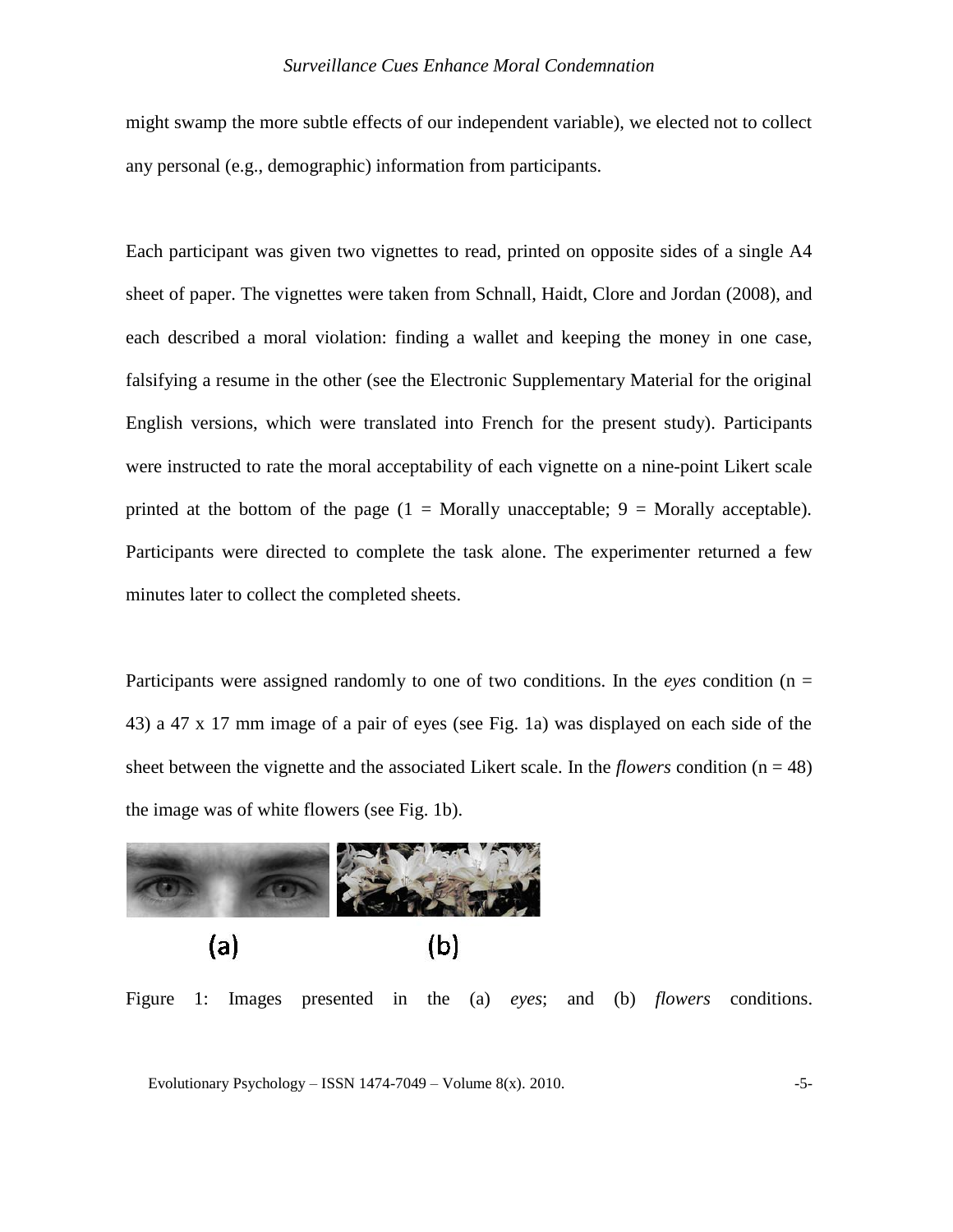might swamp the more subtle effects of our independent variable), we elected not to collect any personal (e.g., demographic) information from participants.

Each participant was given two vignettes to read, printed on opposite sides of a single A4 sheet of paper. The vignettes were taken from Schnall, Haidt, Clore and Jordan (2008), and each described a moral violation: finding a wallet and keeping the money in one case, falsifying a resume in the other (see the Electronic Supplementary Material for the original English versions, which were translated into French for the present study). Participants were instructed to rate the moral acceptability of each vignette on a nine-point Likert scale printed at the bottom of the page (1 = Morally unacceptable; 9 = Morally acceptable). Participants were directed to complete the task alone. The experimenter returned a few minutes later to collect the completed sheets.

Participants were assigned randomly to one of two conditions. In the *eyes* condition ($n = 43$) a 47 x 17 mm image of a pair of eyes (see Fig. 1a) was displayed on each side of the sheet between the vignette and the associated Likert scale. In the *flowers* condition ($n = 48$) the image was of white flowers (see Fig. 1b).

(a) (b)

Figure 1: Images presented in the (a) *eyes*; and (b) *flowers* conditions.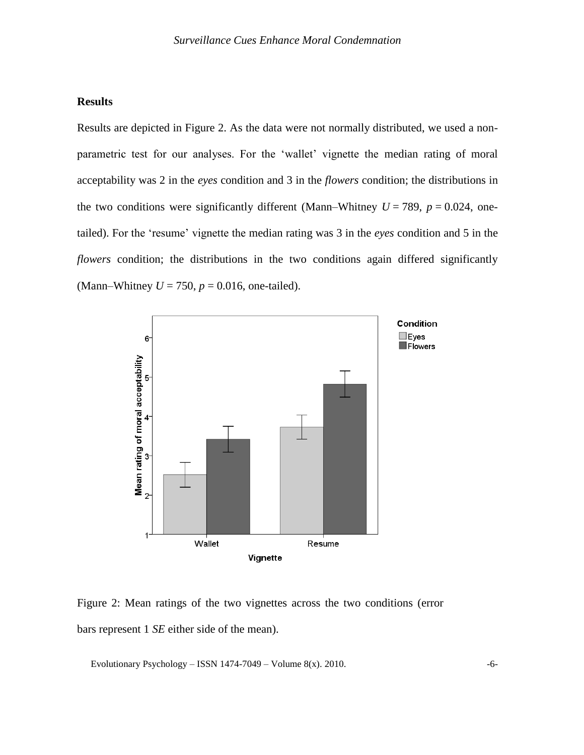## Results

Results are depicted in Figure 2. As the data were not normally distributed, we used a non-parametric test for our analyses. For the 'wallet' vignette the median rating of moral acceptability was 2 in the *eyes* condition and 3 in the *flowers* condition; the distributions in the two conditions were significantly different (Mann–Whitney $U = 789$, $p = 0.024$, one-tailed). For the 'resume' vignette the median rating was 3 in the *eyes* condition and 5 in the *flowers* condition; the distributions in the two conditions again differed significantly (Mann–Whitney $U = 750$, $p = 0.016$, one-tailed).

Figure 2: Mean ratings of the two vignettes across the two conditions (error bars represent 1 *SE* either side of the mean).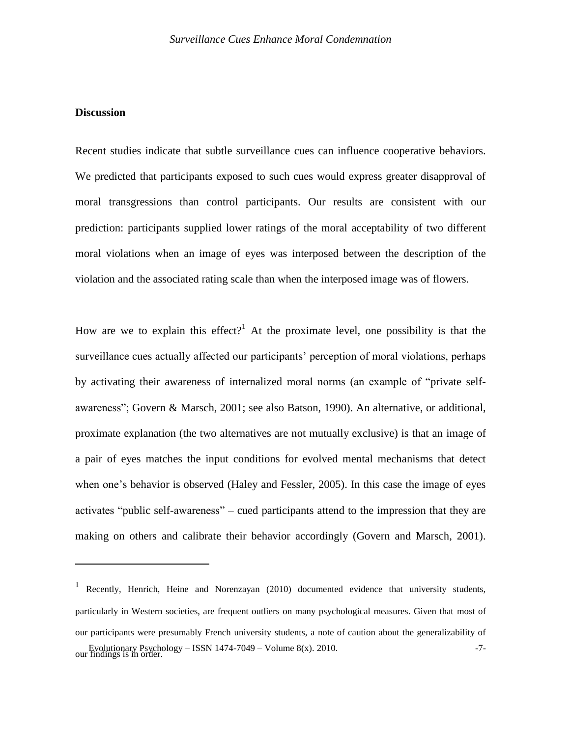## Discussion

Recent studies indicate that subtle surveillance cues can influence cooperative behaviors. We predicted that participants exposed to such cues would express greater disapproval of moral transgressions than control participants. Our results are consistent with our prediction: participants supplied lower ratings of the moral acceptability of two different moral violations when an image of eyes was interposed between the description of the violation and the associated rating scale than when the interposed image was of flowers.

How are we to explain this effect?[1] At the proximate level, one possibility is that the surveillance cues actually affected our participants' perception of moral violations, perhaps by activating their awareness of internalized moral norms (an example of "private self-awareness"; Govern & Marsch, 2001; see also Batson, 1990). An alternative, or additional, proximate explanation (the two alternatives are not mutually exclusive) is that an image of a pair of eyes matches the input conditions for evolved mental mechanisms that detect when one's behavior is observed (Haley and Fessler, 2005). In this case the image of eyes activates "public self-awareness" – cued participants attend to the impression that they are making on others and calibrate their behavior accordingly (Govern and Marsch, 2001).

---

[1] Recently, Henrich, Heine and Norenzayan (2010) documented evidence that university students, particularly in Western societies, are frequent outliers on many psychological measures. Given that most of our participants were presumably French university students, a note of caution about the generalizability of our findings is in order.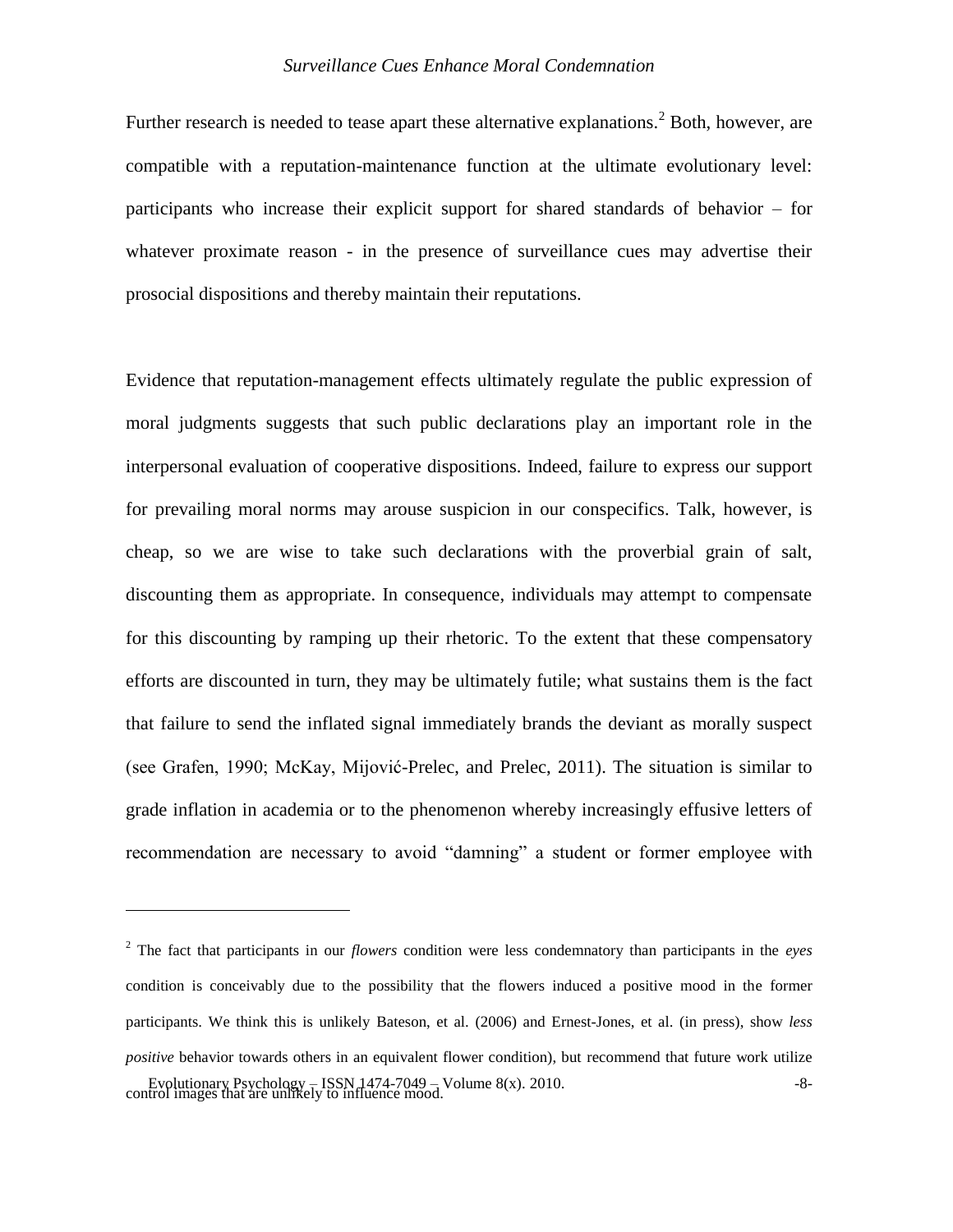Further research is needed to tease apart these alternative explanations.[2] Both, however, are compatible with a reputation-maintenance function at the ultimate evolutionary level: participants who increase their explicit support for shared standards of behavior – for whatever proximate reason - in the presence of surveillance cues may advertise their prosocial dispositions and thereby maintain their reputations.

Evidence that reputation-management effects ultimately regulate the public expression of moral judgments suggests that such public declarations play an important role in the interpersonal evaluation of cooperative dispositions. Indeed, failure to express our support for prevailing moral norms may arouse suspicion in our conspecifics. Talk, however, is cheap, so we are wise to take such declarations with the proverbial grain of salt, discounting them as appropriate. In consequence, individuals may attempt to compensate for this discounting by ramping up their rhetoric. To the extent that these compensatory efforts are discounted in turn, they may be ultimately futile; what sustains them is the fact that failure to send the inflated signal immediately brands the deviant as morally suspect (see Grafen, 1990; McKay, Mijović-Prelec, and Prelec, 2011). The situation is similar to grade inflation in academia or to the phenomenon whereby increasingly effusive letters of recommendation are necessary to avoid "damning" a student or former employee with

---

[2] The fact that participants in our *flowers* condition were less condemnatory than participants in the *eyes* condition is conceivably due to the possibility that the flowers induced a positive mood in the former participants. We think this is unlikely Bateson, et al. (2006) and Ernest-Jones, et al. (in press), show *less positive* behavior towards others in an equivalent flower condition), but recommend that future work utilize control images that are unlikely to influence mood.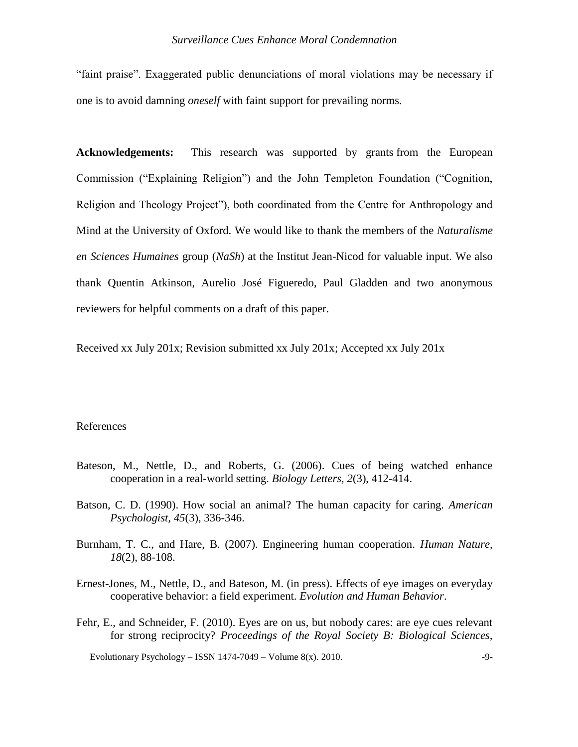"faint praise". Exaggerated public denunciations of moral violations may be necessary if one is to avoid damning *oneself* with faint support for prevailing norms.

**Acknowledgements:** This research was supported by grants from the European Commission ("Explaining Religion") and the John Templeton Foundation ("Cognition, Religion and Theology Project"), both coordinated from the Centre for Anthropology and Mind at the University of Oxford. We would like to thank the members of the *Naturalisme en Sciences Humaines* group (*NaSh*) at the Institut Jean-Nicod for valuable input. We also thank Quentin Atkinson, Aurelio José Figueredo, Paul Gladden and two anonymous reviewers for helpful comments on a draft of this paper.

Received xx July 201x; Revision submitted xx July 201x; Accepted xx July 201x

References

Bateson, M., Nettle, D., and Roberts, G. (2006). Cues of being watched enhance cooperation in a real-world setting. *Biology Letters*, *2*(3), 412-414.

Batson, C. D. (1990). How social an animal? The human capacity for caring. *American Psychologist*, *45*(3), 336-346.

Burnham, T. C., and Hare, B. (2007). Engineering human cooperation. *Human Nature*, *18*(2), 88-108.

Ernest-Jones, M., Nettle, D., and Bateson, M. (in press). Effects of eye images on everyday cooperative behavior: a field experiment. *Evolution and Human Behavior*.

Fehr, E., and Schneider, F. (2010). Eyes are on us, but nobody cares: are eye cues relevant for strong reciprocity? *Proceedings of the Royal Society B: Biological Sciences*,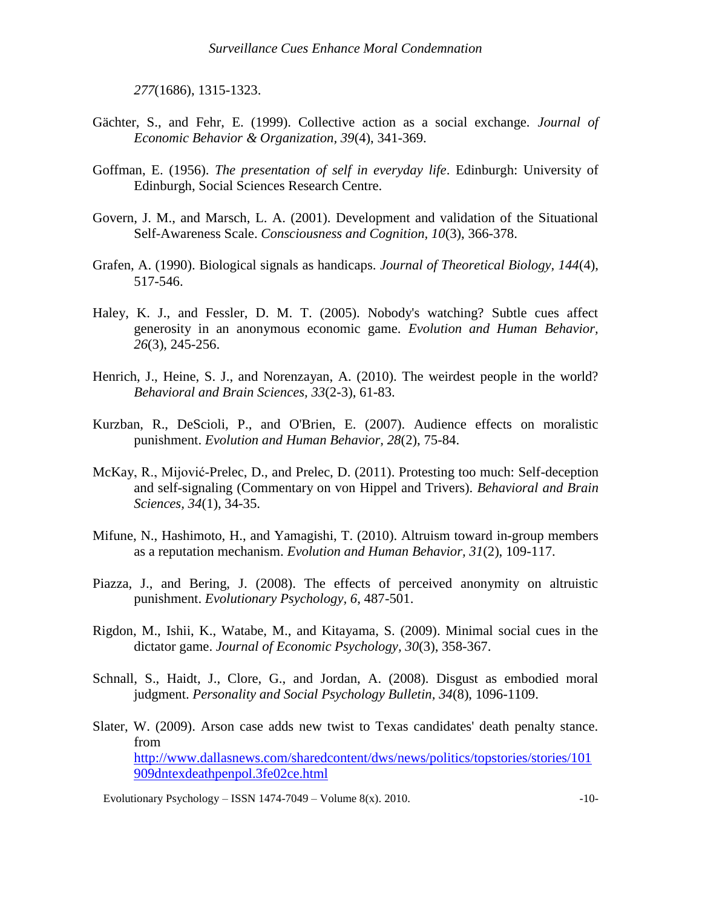*277*(1686), 1315-1323.

Gächter, S., and Fehr, E. (1999). Collective action as a social exchange. *Journal of Economic Behavior & Organization, 39*(4), 341-369.

Goffman, E. (1956). *The presentation of self in everyday life*. Edinburgh: University of Edinburgh, Social Sciences Research Centre.

Govern, J. M., and Marsch, L. A. (2001). Development and validation of the Situational Self-Awareness Scale. *Consciousness and Cognition, 10*(3), 366-378.

Grafen, A. (1990). Biological signals as handicaps. *Journal of Theoretical Biology, 144*(4), 517-546.

Haley, K. J., and Fessler, D. M. T. (2005). Nobody's watching? Subtle cues affect generosity in an anonymous economic game. *Evolution and Human Behavior, 26*(3), 245-256.

Henrich, J., Heine, S. J., and Norenzayan, A. (2010). The weirdest people in the world? *Behavioral and Brain Sciences, 33*(2-3), 61-83.

Kurzban, R., DeScioli, P., and O'Brien, E. (2007). Audience effects on moralistic punishment. *Evolution and Human Behavior, 28*(2), 75-84.

McKay, R., Mijović-Prelec, D., and Prelec, D. (2011). Protesting too much: Self-deception and self-signaling (Commentary on von Hippel and Trivers). *Behavioral and Brain Sciences, 34*(1), 34-35.

Mifune, N., Hashimoto, H., and Yamagishi, T. (2010). Altruism toward in-group members as a reputation mechanism. *Evolution and Human Behavior, 31*(2), 109-117.

Piazza, J., and Bering, J. (2008). The effects of perceived anonymity on altruistic punishment. *Evolutionary Psychology, 6*, 487-501.

Rigdon, M., Ishii, K., Watabe, M., and Kitayama, S. (2009). Minimal social cues in the dictator game. *Journal of Economic Psychology, 30*(3), 358-367.

Schnall, S., Haidt, J., Clore, G., and Jordan, A. (2008). Disgust as embodied moral judgment. *Personality and Social Psychology Bulletin, 34*(8), 1096-1109.

Slater, W. (2009). Arson case adds new twist to Texas candidates' death penalty stance. from http://www.dallasnews.com/sharedcontent/dws/news/politics/topstories/stories/101909dntexdeathpenpol.3fe02ce.html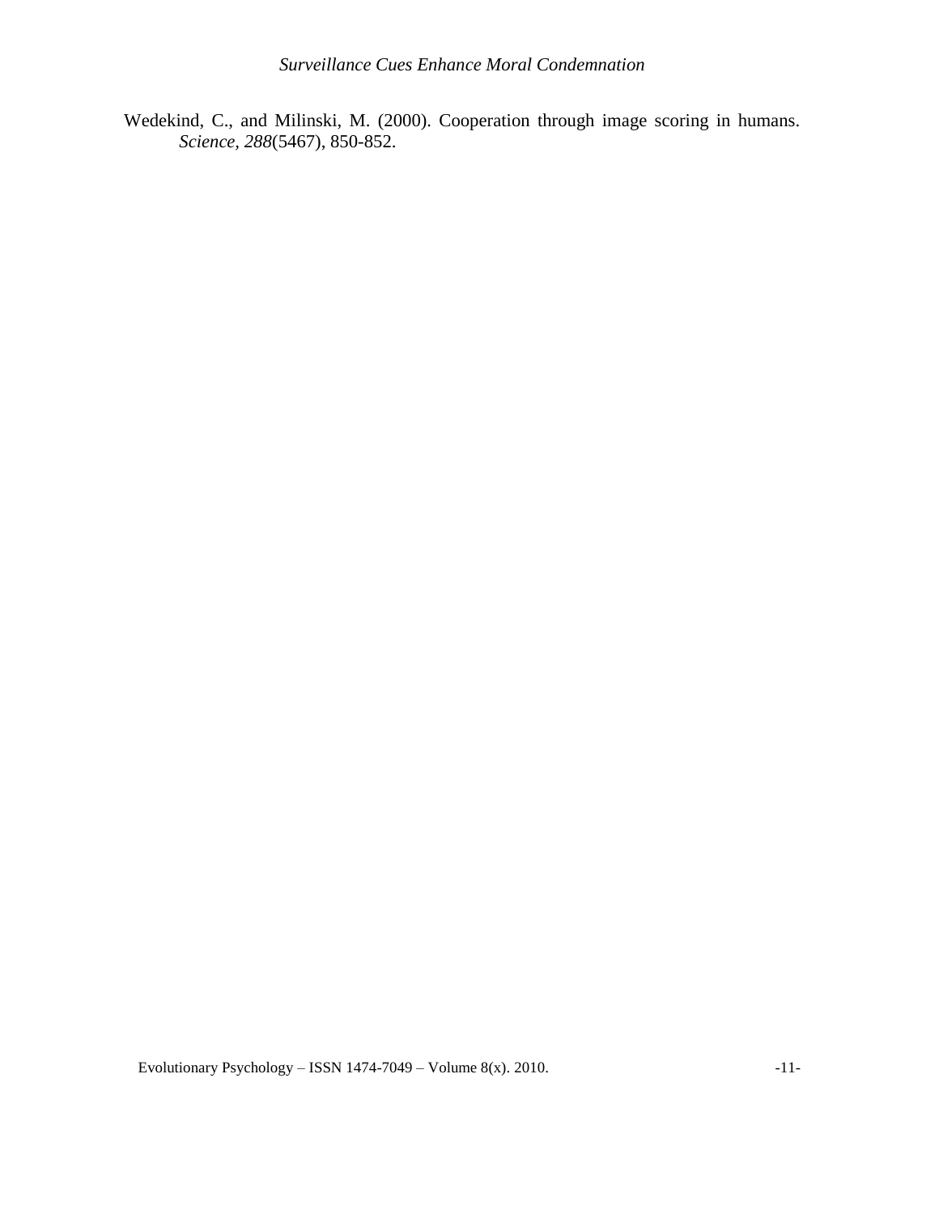Wedekind, C., and Milinski, M. (2000). Cooperation through image scoring in humans. *Science, 288*(5467), 850-852.